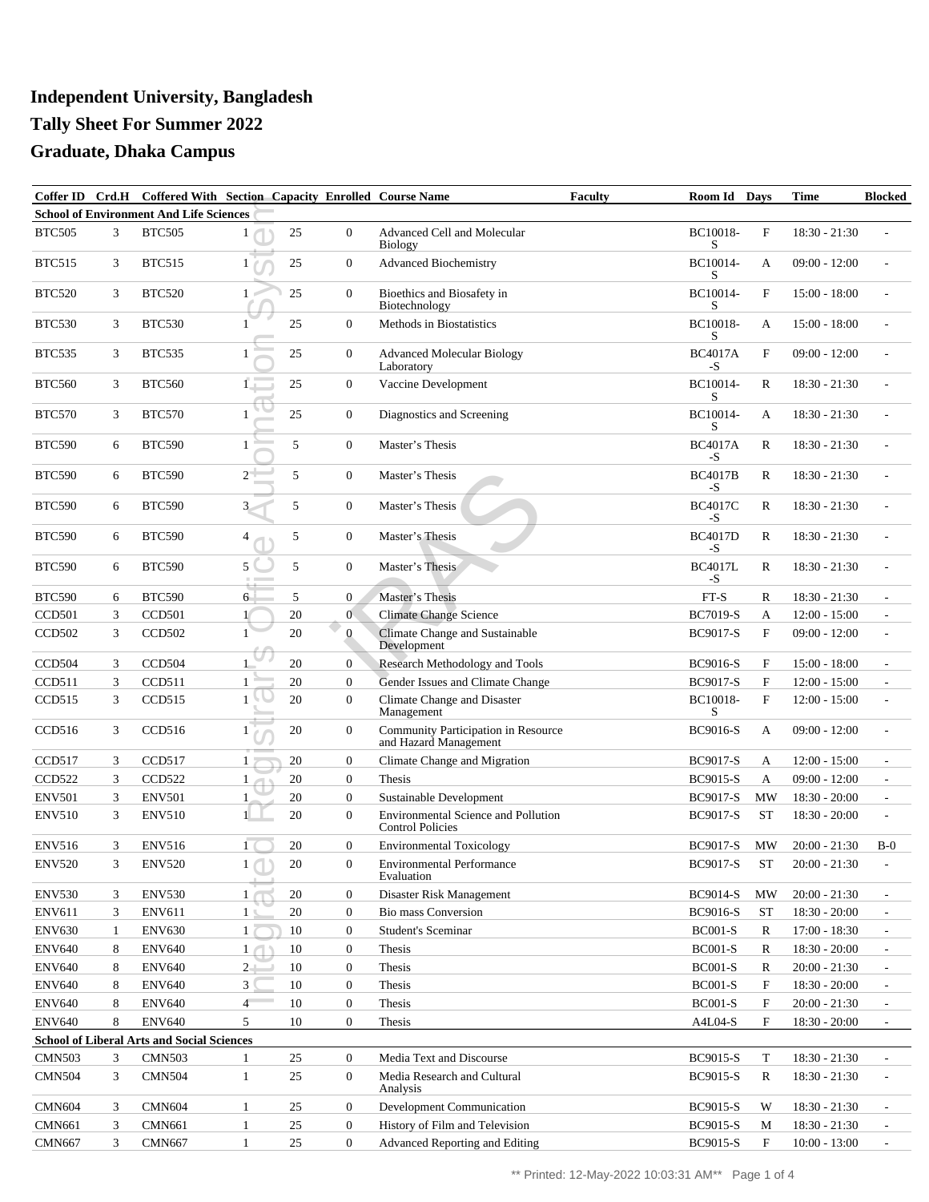# Independent University, Bangladesh

## Tally Sheet For Summer 2022

## Graduate, Dhaka Campus

| Coffer ID | Crd.H | Coffered With | Section | Capacity | Enrolled | Course Name | Faculty | Room Id | Days | Time | Blocked |
|---|---|---|---|---|---|---|---|---|---|---|---|
| **School of Environment And Life Sciences** | | | | | | | | | | | |
| BTC505 | 3 | BTC505 | 1 | 25 | 0 | Advanced Cell and Molecular Biology | | BC10018-S | F | 18:30 - 21:30 | - |
| BTC515 | 3 | BTC515 | 1 | 25 | 0 | Advanced Biochemistry | | BC10014-S | A | 09:00 - 12:00 | - |
| BTC520 | 3 | BTC520 | 1 | 25 | 0 | Bioethics and Biosafety in Biotechnology | | BC10014-S | F | 15:00 - 18:00 | - |
| BTC530 | 3 | BTC530 | 1 | 25 | 0 | Methods in Biostatistics | | BC10018-S | A | 15:00 - 18:00 | - |
| BTC535 | 3 | BTC535 | 1 | 25 | 0 | Advanced Molecular Biology Laboratory | | BC4017A-S | F | 09:00 - 12:00 | - |
| BTC560 | 3 | BTC560 | 1 | 25 | 0 | Vaccine Development | | BC10014-S | R | 18:30 - 21:30 | - |
| BTC570 | 3 | BTC570 | 1 | 25 | 0 | Diagnostics and Screening | | BC10014-S | A | 18:30 - 21:30 | - |
| BTC590 | 6 | BTC590 | 1 | 5 | 0 | Master's Thesis | | BC4017A-S | R | 18:30 - 21:30 | - |
| BTC590 | 6 | BTC590 | 2 | 5 | 0 | Master's Thesis | | BC4017B-S | R | 18:30 - 21:30 | - |
| BTC590 | 6 | BTC590 | 3 | 5 | 0 | Master's Thesis | | BC4017C-S | R | 18:30 - 21:30 | - |
| BTC590 | 6 | BTC590 | 4 | 5 | 0 | Master's Thesis | | BC4017D-S | R | 18:30 - 21:30 | - |
| BTC590 | 6 | BTC590 | 5 | 5 | 0 | Master's Thesis | | BC4017L-S | R | 18:30 - 21:30 | - |
| BTC590 | 6 | BTC590 | 6 | 5 | 0 | Master's Thesis | | FT-S | R | 18:30 - 21:30 | - |
| CCD501 | 3 | CCD501 | 1 | 20 | 0 | Climate Change Science | | BC7019-S | A | 12:00 - 15:00 | - |
| CCD502 | 3 | CCD502 | 1 | 20 | 0 | Climate Change and Sustainable Development | | BC9017-S | F | 09:00 - 12:00 | - |
| CCD504 | 3 | CCD504 | 1 | 20 | 0 | Research Methodology and Tools | | BC9016-S | F | 15:00 - 18:00 | - |
| CCD511 | 3 | CCD511 | 1 | 20 | 0 | Gender Issues and Climate Change | | BC9017-S | F | 12:00 - 15:00 | - |
| CCD515 | 3 | CCD515 | 1 | 20 | 0 | Climate Change and Disaster Management | | BC10018-S | F | 12:00 - 15:00 | - |
| CCD516 | 3 | CCD516 | 1 | 20 | 0 | Community Participation in Resource and Hazard Management | | BC9016-S | A | 09:00 - 12:00 | - |
| CCD517 | 3 | CCD517 | 1 | 20 | 0 | Climate Change and Migration | | BC9017-S | A | 12:00 - 15:00 | - |
| CCD522 | 3 | CCD522 | 1 | 20 | 0 | Thesis | | BC9015-S | A | 09:00 - 12:00 | - |
| ENV501 | 3 | ENV501 | 1 | 20 | 0 | Sustainable Development | | BC9017-S | MW | 18:30 - 20:00 | - |
| ENV510 | 3 | ENV510 | 1 | 20 | 0 | Environmental Science and Pollution Control Policies | | BC9017-S | ST | 18:30 - 20:00 | - |
| ENV516 | 3 | ENV516 | 1 | 20 | 0 | Environmental Toxicology | | BC9017-S | MW | 20:00 - 21:30 | B-0 |
| ENV520 | 3 | ENV520 | 1 | 20 | 0 | Environmental Performance Evaluation | | BC9017-S | ST | 20:00 - 21:30 | - |
| ENV530 | 3 | ENV530 | 1 | 20 | 0 | Disaster Risk Management | | BC9014-S | MW | 20:00 - 21:30 | - |
| ENV611 | 3 | ENV611 | 1 | 20 | 0 | Bio mass Conversion | | BC9016-S | ST | 18:30 - 20:00 | - |
| ENV630 | 1 | ENV630 | 1 | 10 | 0 | Student's Sceminar | | BC001-S | R | 17:00 - 18:30 | - |
| ENV640 | 8 | ENV640 | 1 | 10 | 0 | Thesis | | BC001-S | R | 18:30 - 20:00 | - |
| ENV640 | 8 | ENV640 | 2 | 10 | 0 | Thesis | | BC001-S | R | 20:00 - 21:30 | - |
| ENV640 | 8 | ENV640 | 3 | 10 | 0 | Thesis | | BC001-S | F | 18:30 - 20:00 | - |
| ENV640 | 8 | ENV640 | 4 | 10 | 0 | Thesis | | BC001-S | F | 20:00 - 21:30 | - |
| ENV640 | 8 | ENV640 | 5 | 10 | 0 | Thesis | | A4L04-S | F | 18:30 - 20:00 | - |
| **School of Liberal Arts and Social Sciences** | | | | | | | | | | | |
| CMN503 | 3 | CMN503 | 1 | 25 | 0 | Media Text and Discourse | | BC9015-S | T | 18:30 - 21:30 | - |
| CMN504 | 3 | CMN504 | 1 | 25 | 0 | Media Research and Cultural Analysis | | BC9015-S | R | 18:30 - 21:30 | - |
| CMN604 | 3 | CMN604 | 1 | 25 | 0 | Development Communication | | BC9015-S | W | 18:30 - 21:30 | - |
| CMN661 | 3 | CMN661 | 1 | 25 | 0 | History of Film and Television | | BC9015-S | M | 18:30 - 21:30 | - |
| CMN667 | 3 | CMN667 | 1 | 25 | 0 | Advanced Reporting and Editing | | BC9015-S | F | 10:00 - 13:00 | - |

** Printed: 12-May-2022 10:03:31 AM**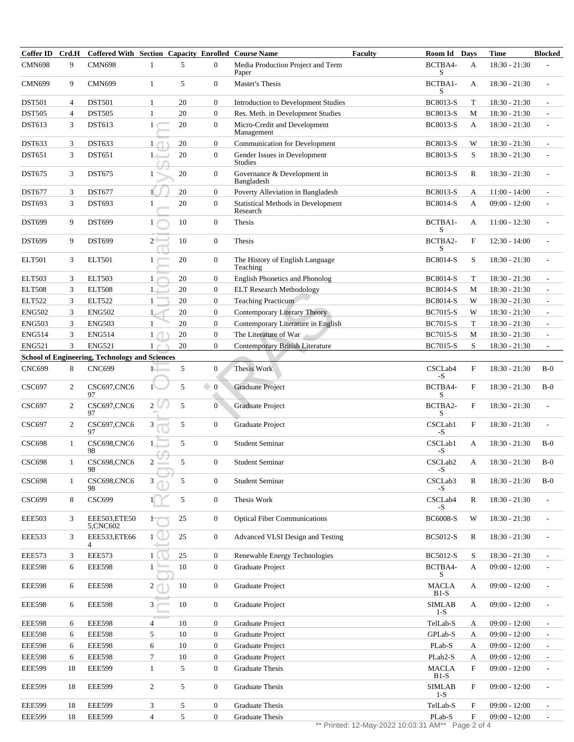| Coffer ID | Crd.H | Coffered With | Section | Capacity | Enrolled | Course Name | Faculty | Room Id | Days | Time | Blocked |
|---|---|---|---|---|---|---|---|---|---|---|---|
| CMN698 | 9 | CMN698 | 1 | 5 | 0 | Media Production Project and Term Paper | | BCTBA4-S | A | 18:30 - 21:30 | - |
| CMN699 | 9 | CMN699 | 1 | 5 | 0 | Master's Thesis | | BCTBA1-S | A | 18:30 - 21:30 | - |
| DST501 | 4 | DST501 | 1 | 20 | 0 | Introduction to Development Studies | | BC8013-S | T | 18:30 - 21:30 | - |
| DST505 | 4 | DST505 | 1 | 20 | 0 | Res. Meth. in Development Studies | | BC8013-S | M | 18:30 - 21:30 | - |
| DST613 | 3 | DST613 | 1 | 20 | 0 | Micro-Credit and Development Management | | BC8013-S | A | 18:30 - 21:30 | - |
| DST633 | 3 | DST633 | 1 | 20 | 0 | Communication for Development | | BC8013-S | W | 18:30 - 21:30 | - |
| DST651 | 3 | DST651 | 1 | 20 | 0 | Gender Issues in Development Studies | | BC8013-S | S | 18:30 - 21:30 | - |
| DST675 | 3 | DST675 | 1 | 20 | 0 | Governance & Development in Bangladesh | | BC8013-S | R | 18:30 - 21:30 | - |
| DST677 | 3 | DST677 | 1 | 20 | 0 | Poverty Alleviation in Bangladesh | | BC8013-S | A | 11:00 - 14:00 | - |
| DST693 | 3 | DST693 | 1 | 20 | 0 | Statistical Methods in Development Research | | BC8014-S | A | 09:00 - 12:00 | - |
| DST699 | 9 | DST699 | 1 | 10 | 0 | Thesis | | BCTBA1-S | A | 11:00 - 12:30 | - |
| DST699 | 9 | DST699 | 2 | 10 | 0 | Thesis | | BCTBA2-S | F | 12:30 - 14:00 | - |
| ELT501 | 3 | ELT501 | 1 | 20 | 0 | The History of English Language Teaching | | BC8014-S | S | 18:30 - 21:30 | - |
| ELT503 | 3 | ELT503 | 1 | 20 | 0 | English Phonetics and Phonolog | | BC8014-S | T | 18:30 - 21:30 | - |
| ELT508 | 3 | ELT508 | 1 | 20 | 0 | ELT Research Methodology | | BC8014-S | M | 18:30 - 21:30 | - |
| ELT522 | 3 | ELT522 | 1 | 20 | 0 | Teaching Practicum | | BC8014-S | W | 18:30 - 21:30 | - |
| ENG502 | 3 | ENG502 | 1 | 20 | 0 | Contemporary Literary Theory | | BC7015-S | W | 18:30 - 21:30 | - |
| ENG503 | 3 | ENG503 | 1 | 20 | 0 | Contemporary Literature in English | | BC7015-S | T | 18:30 - 21:30 | - |
| ENG514 | 3 | ENG514 | 1 | 20 | 0 | The Literature of War | | BC7015-S | M | 18:30 - 21:30 | - |
| ENG521 | 3 | ENG521 | 1 | 20 | 0 | Contemporary British Literature | | BC7015-S | S | 18:30 - 21:30 | - |
| **School of Engineering, Technology and Sciences** | | | | | | | | | | | |
| CNC699 | 8 | CNC699 | 1 | 5 | 0 | Thesis Work | | CSCLab4-S | F | 18:30 - 21:30 | B-0 |
| CSC697 | 2 | CSC697,CNC697 | 1 | 5 | 0 | Graduate Project | | BCTBA4-S | F | 18:30 - 21:30 | B-0 |
| CSC697 | 2 | CSC697,CNC697 | 2 | 5 | 0 | Graduate Project | | BCTBA2-S | F | 18:30 - 21:30 | - |
| CSC697 | 2 | CSC697,CNC697 | 3 | 5 | 0 | Graduate Project | | CSCLab1-S | F | 18:30 - 21:30 | - |
| CSC698 | 1 | CSC698,CNC698 | 1 | 5 | 0 | Student Seminar | | CSCLab1-S | A | 18:30 - 21:30 | B-0 |
| CSC698 | 1 | CSC698,CNC698 | 2 | 5 | 0 | Student Seminar | | CSCLab2-S | A | 18:30 - 21:30 | B-0 |
| CSC698 | 1 | CSC698,CNC698 | 3 | 5 | 0 | Student Seminar | | CSCLab3-S | R | 18:30 - 21:30 | B-0 |
| CSC699 | 8 | CSC699 | 1 | 5 | 0 | Thesis Work | | CSCLab4-S | R | 18:30 - 21:30 | - |
| EEE503 | 3 | EEE503,ETE505,CNC602 | 1 | 25 | 0 | Optical Fiber Communications | | BC6008-S | W | 18:30 - 21:30 | - |
| EEE533 | 3 | EEE533,ETE664 | 1 | 25 | 0 | Advanced VLSI Design and Testing | | BC5012-S | R | 18:30 - 21:30 | - |
| EEE573 | 3 | EEE573 | 1 | 25 | 0 | Renewable Energy Technologies | | BC5012-S | S | 18:30 - 21:30 | - |
| EEE598 | 6 | EEE598 | 1 | 10 | 0 | Graduate Project | | BCTBA4-S | A | 09:00 - 12:00 | - |
| EEE598 | 6 | EEE598 | 2 | 10 | 0 | Graduate Project | | MACLAB1-S | A | 09:00 - 12:00 | - |
| EEE598 | 6 | EEE598 | 3 | 10 | 0 | Graduate Project | | SIMLAB1-S | A | 09:00 - 12:00 | - |
| EEE598 | 6 | EEE598 | 4 | 10 | 0 | Graduate Project | | TelLab-S | A | 09:00 - 12:00 | - |
| EEE598 | 6 | EEE598 | 5 | 10 | 0 | Graduate Project | | GPLab-S | A | 09:00 - 12:00 | - |
| EEE598 | 6 | EEE598 | 6 | 10 | 0 | Graduate Project | | PLab-S | A | 09:00 - 12:00 | - |
| EEE598 | 6 | EEE598 | 7 | 10 | 0 | Graduate Project | | PLab2-S | A | 09:00 - 12:00 | - |
| EEE599 | 18 | EEE599 | 1 | 5 | 0 | Graduate Thesis | | MACLAB1-S | F | 09:00 - 12:00 | - |
| EEE599 | 18 | EEE599 | 2 | 5 | 0 | Graduate Thesis | | SIMLAB1-S | F | 09:00 - 12:00 | - |
| EEE599 | 18 | EEE599 | 3 | 5 | 0 | Graduate Thesis | | TelLab-S | F | 09:00 - 12:00 | - |
| EEE599 | 18 | EEE599 | 4 | 5 | 0 | Graduate Thesis | | PLab-S | F | 09:00 - 12:00 | - |

** Printed: 12-May-2022 10:03:31 AM**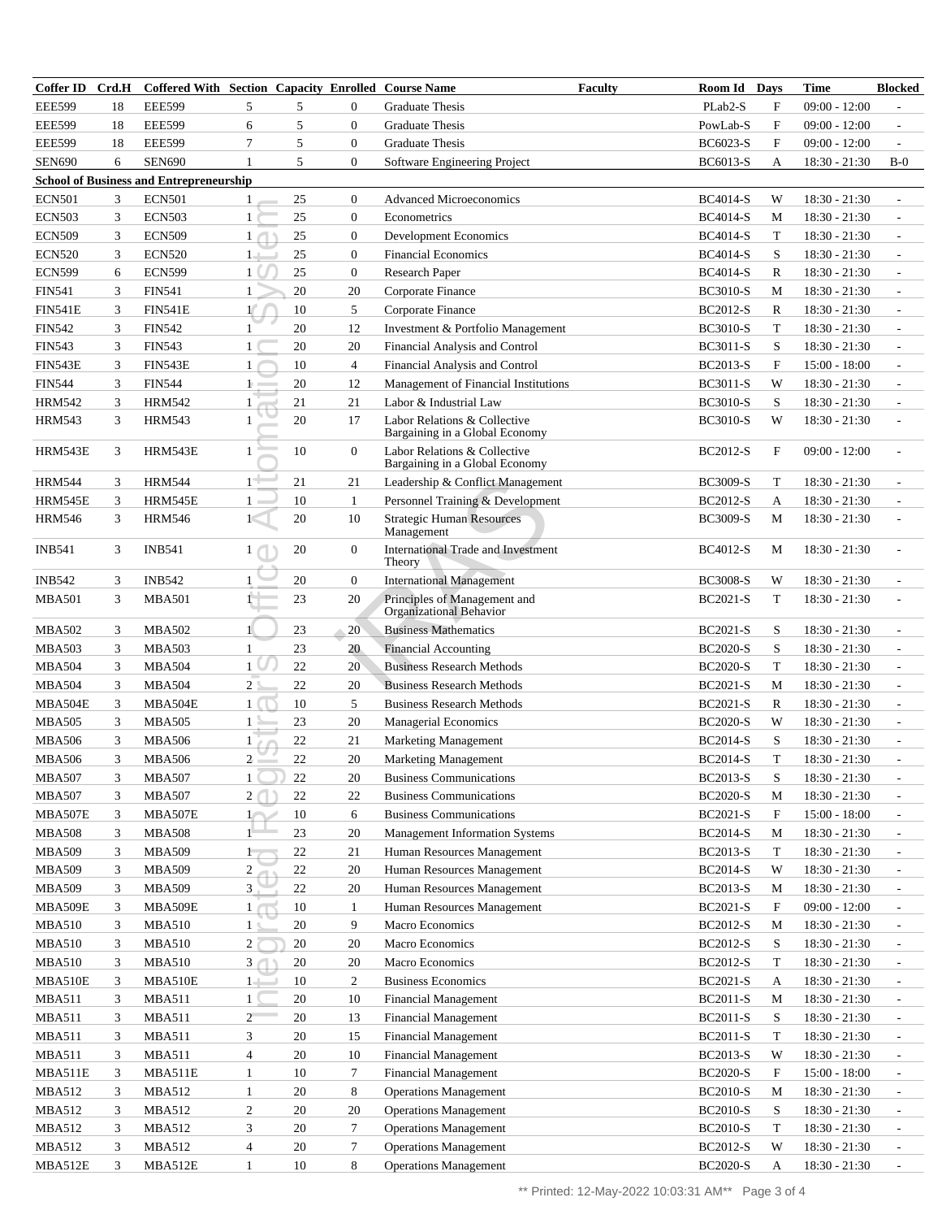| Coffer ID | Crd.H | Coffered With | Section | Capacity | Enrolled | Course Name | Faculty | Room Id | Days | Time | Blocked |
|---|---|---|---|---|---|---|---|---|---|---|---|
| EEE599 | 18 | EEE599 | 5 | 5 | 0 | Graduate Thesis | | PLab2-S | F | 09:00 - 12:00 | - |
| EEE599 | 18 | EEE599 | 6 | 5 | 0 | Graduate Thesis | | PowLab-S | F | 09:00 - 12:00 | - |
| EEE599 | 18 | EEE599 | 7 | 5 | 0 | Graduate Thesis | | BC6023-S | F | 09:00 - 12:00 | - |
| SEN690 | 6 | SEN690 | 1 | 5 | 0 | Software Engineering Project | | BC6013-S | A | 18:30 - 21:30 | B-0 |
| **School of Business and Entrepreneurship** | | | | | | | | | | | |
| ECN501 | 3 | ECN501 | 1 | 25 | 0 | Advanced Microeconomics | | BC4014-S | W | 18:30 - 21:30 | - |
| ECN503 | 3 | ECN503 | 1 | 25 | 0 | Econometrics | | BC4014-S | M | 18:30 - 21:30 | - |
| ECN509 | 3 | ECN509 | 1 | 25 | 0 | Development Economics | | BC4014-S | T | 18:30 - 21:30 | - |
| ECN520 | 3 | ECN520 | 1 | 25 | 0 | Financial Economics | | BC4014-S | S | 18:30 - 21:30 | - |
| ECN599 | 6 | ECN599 | 1 | 25 | 0 | Research Paper | | BC4014-S | R | 18:30 - 21:30 | - |
| FIN541 | 3 | FIN541 | 1 | 20 | 20 | Corporate Finance | | BC3010-S | M | 18:30 - 21:30 | - |
| FIN541E | 3 | FIN541E | 1 | 10 | 5 | Corporate Finance | | BC2012-S | R | 18:30 - 21:30 | - |
| FIN542 | 3 | FIN542 | 1 | 20 | 12 | Investment & Portfolio Management | | BC3010-S | T | 18:30 - 21:30 | - |
| FIN543 | 3 | FIN543 | 1 | 20 | 20 | Financial Analysis and Control | | BC3011-S | S | 18:30 - 21:30 | - |
| FIN543E | 3 | FIN543E | 1 | 10 | 4 | Financial Analysis and Control | | BC2013-S | F | 15:00 - 18:00 | - |
| FIN544 | 3 | FIN544 | 1 | 20 | 12 | Management of Financial Institutions | | BC3011-S | W | 18:30 - 21:30 | - |
| HRM542 | 3 | HRM542 | 1 | 21 | 21 | Labor & Industrial Law | | BC3010-S | S | 18:30 - 21:30 | - |
| HRM543 | 3 | HRM543 | 1 | 20 | 17 | Labor Relations & Collective Bargaining in a Global Economy | | BC3010-S | W | 18:30 - 21:30 | - |
| HRM543E | 3 | HRM543E | 1 | 10 | 0 | Labor Relations & Collective Bargaining in a Global Economy | | BC2012-S | F | 09:00 - 12:00 | - |
| HRM544 | 3 | HRM544 | 1 | 21 | 21 | Leadership & Conflict Management | | BC3009-S | T | 18:30 - 21:30 | - |
| HRM545E | 3 | HRM545E | 1 | 10 | 1 | Personnel Training & Development | | BC2012-S | A | 18:30 - 21:30 | - |
| HRM546 | 3 | HRM546 | 1 | 20 | 10 | Strategic Human Resources Management | | BC3009-S | M | 18:30 - 21:30 | - |
| INB541 | 3 | INB541 | 1 | 20 | 0 | International Trade and Investment Theory | | BC4012-S | M | 18:30 - 21:30 | - |
| INB542 | 3 | INB542 | 1 | 20 | 0 | International Management | | BC3008-S | W | 18:30 - 21:30 | - |
| MBA501 | 3 | MBA501 | 1 | 23 | 20 | Principles of Management and Organizational Behavior | | BC2021-S | T | 18:30 - 21:30 | - |
| MBA502 | 3 | MBA502 | 1 | 23 | 20 | Business Mathematics | | BC2021-S | S | 18:30 - 21:30 | - |
| MBA503 | 3 | MBA503 | 1 | 23 | 20 | Financial Accounting | | BC2020-S | S | 18:30 - 21:30 | - |
| MBA504 | 3 | MBA504 | 1 | 22 | 20 | Business Research Methods | | BC2020-S | T | 18:30 - 21:30 | - |
| MBA504 | 3 | MBA504 | 2 | 22 | 20 | Business Research Methods | | BC2021-S | M | 18:30 - 21:30 | - |
| MBA504E | 3 | MBA504E | 1 | 10 | 5 | Business Research Methods | | BC2021-S | R | 18:30 - 21:30 | - |
| MBA505 | 3 | MBA505 | 1 | 23 | 20 | Managerial Economics | | BC2020-S | W | 18:30 - 21:30 | - |
| MBA506 | 3 | MBA506 | 1 | 22 | 21 | Marketing Management | | BC2014-S | S | 18:30 - 21:30 | - |
| MBA506 | 3 | MBA506 | 2 | 22 | 20 | Marketing Management | | BC2014-S | T | 18:30 - 21:30 | - |
| MBA507 | 3 | MBA507 | 1 | 22 | 20 | Business Communications | | BC2013-S | S | 18:30 - 21:30 | - |
| MBA507 | 3 | MBA507 | 2 | 22 | 22 | Business Communications | | BC2020-S | M | 18:30 - 21:30 | - |
| MBA507E | 3 | MBA507E | 1 | 10 | 6 | Business Communications | | BC2021-S | F | 15:00 - 18:00 | - |
| MBA508 | 3 | MBA508 | 1 | 23 | 20 | Management Information Systems | | BC2014-S | M | 18:30 - 21:30 | - |
| MBA509 | 3 | MBA509 | 1 | 22 | 21 | Human Resources Management | | BC2013-S | T | 18:30 - 21:30 | - |
| MBA509 | 3 | MBA509 | 2 | 22 | 20 | Human Resources Management | | BC2014-S | W | 18:30 - 21:30 | - |
| MBA509 | 3 | MBA509 | 3 | 22 | 20 | Human Resources Management | | BC2013-S | M | 18:30 - 21:30 | - |
| MBA509E | 3 | MBA509E | 1 | 10 | 1 | Human Resources Management | | BC2021-S | F | 09:00 - 12:00 | - |
| MBA510 | 3 | MBA510 | 1 | 20 | 9 | Macro Economics | | BC2012-S | M | 18:30 - 21:30 | - |
| MBA510 | 3 | MBA510 | 2 | 20 | 20 | Macro Economics | | BC2012-S | S | 18:30 - 21:30 | - |
| MBA510 | 3 | MBA510 | 3 | 20 | 20 | Macro Economics | | BC2012-S | T | 18:30 - 21:30 | - |
| MBA510E | 3 | MBA510E | 1 | 10 | 2 | Business Economics | | BC2021-S | A | 18:30 - 21:30 | - |
| MBA511 | 3 | MBA511 | 1 | 20 | 10 | Financial Management | | BC2011-S | M | 18:30 - 21:30 | - |
| MBA511 | 3 | MBA511 | 2 | 20 | 13 | Financial Management | | BC2011-S | S | 18:30 - 21:30 | - |
| MBA511 | 3 | MBA511 | 3 | 20 | 15 | Financial Management | | BC2011-S | T | 18:30 - 21:30 | - |
| MBA511 | 3 | MBA511 | 4 | 20 | 10 | Financial Management | | BC2013-S | W | 18:30 - 21:30 | - |
| MBA511E | 3 | MBA511E | 1 | 10 | 7 | Financial Management | | BC2020-S | F | 15:00 - 18:00 | - |
| MBA512 | 3 | MBA512 | 1 | 20 | 8 | Operations Management | | BC2010-S | M | 18:30 - 21:30 | - |
| MBA512 | 3 | MBA512 | 2 | 20 | 20 | Operations Management | | BC2010-S | S | 18:30 - 21:30 | - |
| MBA512 | 3 | MBA512 | 3 | 20 | 7 | Operations Management | | BC2010-S | T | 18:30 - 21:30 | - |
| MBA512 | 3 | MBA512 | 4 | 20 | 7 | Operations Management | | BC2012-S | W | 18:30 - 21:30 | - |
| MBA512E | 3 | MBA512E | 1 | 10 | 8 | Operations Management | | BC2020-S | A | 18:30 - 21:30 | - |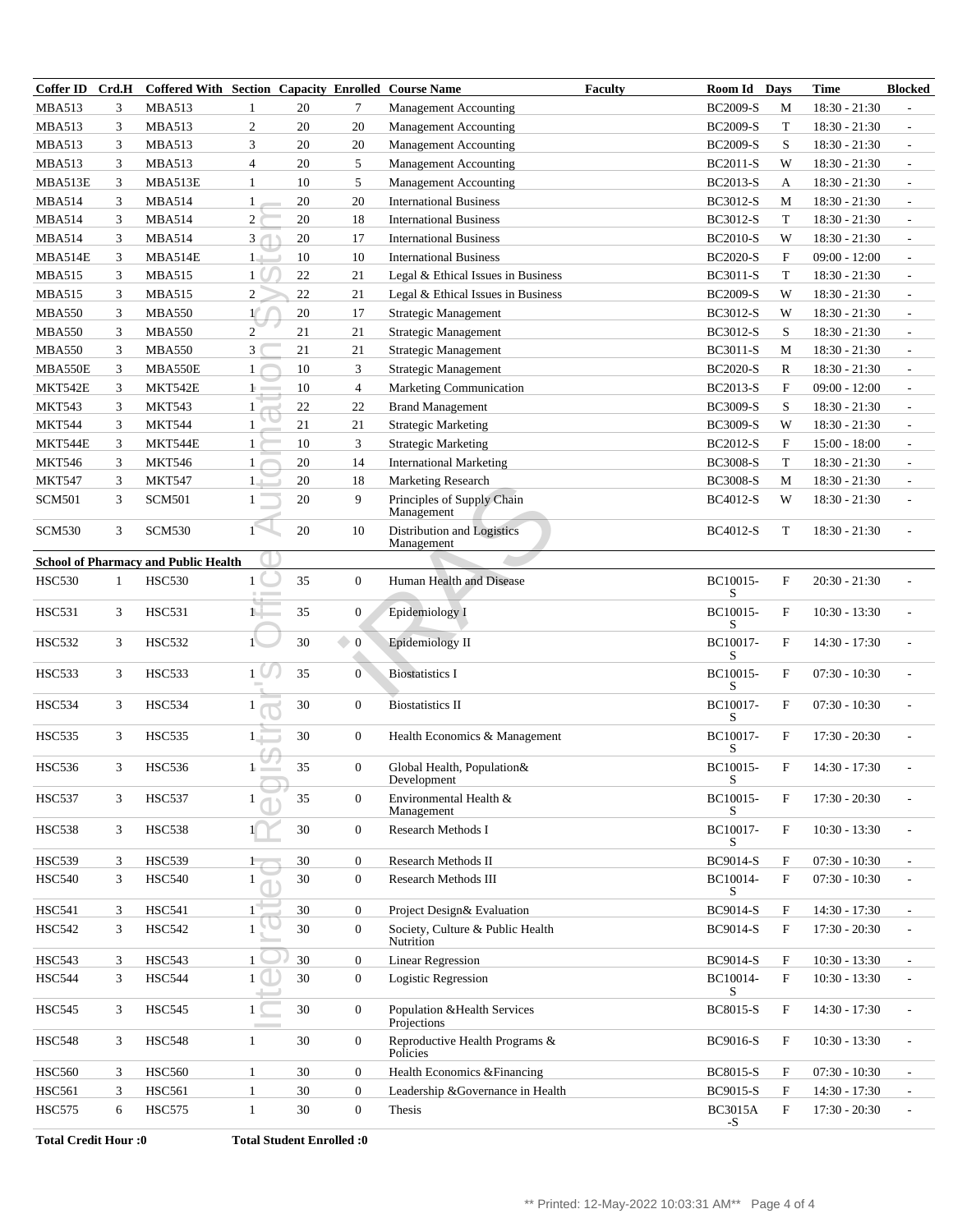| Coffer ID | Crd.H | Coffered With | Section | Capacity | Enrolled | Course Name | Faculty | Room Id | Days | Time | Blocked |
|---|---|---|---|---|---|---|---|---|---|---|---|
| MBA513 | 3 | MBA513 | 1 | 20 | 7 | Management Accounting | | BC2009-S | M | 18:30 - 21:30 | - |
| MBA513 | 3 | MBA513 | 2 | 20 | 20 | Management Accounting | | BC2009-S | T | 18:30 - 21:30 | - |
| MBA513 | 3 | MBA513 | 3 | 20 | 20 | Management Accounting | | BC2009-S | S | 18:30 - 21:30 | - |
| MBA513 | 3 | MBA513 | 4 | 20 | 5 | Management Accounting | | BC2011-S | W | 18:30 - 21:30 | - |
| MBA513E | 3 | MBA513E | 1 | 10 | 5 | Management Accounting | | BC2013-S | A | 18:30 - 21:30 | - |
| MBA514 | 3 | MBA514 | 1 | 20 | 20 | International Business | | BC3012-S | M | 18:30 - 21:30 | - |
| MBA514 | 3 | MBA514 | 2 | 20 | 18 | International Business | | BC3012-S | T | 18:30 - 21:30 | - |
| MBA514 | 3 | MBA514 | 3 | 20 | 17 | International Business | | BC2010-S | W | 18:30 - 21:30 | - |
| MBA514E | 3 | MBA514E | 1 | 10 | 10 | International Business | | BC2020-S | F | 09:00 - 12:00 | - |
| MBA515 | 3 | MBA515 | 1 | 22 | 21 | Legal & Ethical Issues in Business | | BC3011-S | T | 18:30 - 21:30 | - |
| MBA515 | 3 | MBA515 | 2 | 22 | 21 | Legal & Ethical Issues in Business | | BC2009-S | W | 18:30 - 21:30 | - |
| MBA550 | 3 | MBA550 | 1 | 20 | 17 | Strategic Management | | BC3012-S | W | 18:30 - 21:30 | - |
| MBA550 | 3 | MBA550 | 2 | 21 | 21 | Strategic Management | | BC3012-S | S | 18:30 - 21:30 | - |
| MBA550 | 3 | MBA550 | 3 | 21 | 21 | Strategic Management | | BC3011-S | M | 18:30 - 21:30 | - |
| MBA550E | 3 | MBA550E | 1 | 10 | 3 | Strategic Management | | BC2020-S | R | 18:30 - 21:30 | - |
| MKT542E | 3 | MKT542E | 1 | 10 | 4 | Marketing Communication | | BC2013-S | F | 09:00 - 12:00 | - |
| MKT543 | 3 | MKT543 | 1 | 22 | 22 | Brand Management | | BC3009-S | S | 18:30 - 21:30 | - |
| MKT544 | 3 | MKT544 | 1 | 21 | 21 | Strategic Marketing | | BC3009-S | W | 18:30 - 21:30 | - |
| MKT544E | 3 | MKT544E | 1 | 10 | 3 | Strategic Marketing | | BC2012-S | F | 15:00 - 18:00 | - |
| MKT546 | 3 | MKT546 | 1 | 20 | 14 | International Marketing | | BC3008-S | T | 18:30 - 21:30 | - |
| MKT547 | 3 | MKT547 | 1 | 20 | 18 | Marketing Research | | BC3008-S | M | 18:30 - 21:30 | - |
| SCM501 | 3 | SCM501 | 1 | 20 | 9 | Principles of Supply Chain Management | | BC4012-S | W | 18:30 - 21:30 | - |
| SCM530 | 3 | SCM530 | 1 | 20 | 10 | Distribution and Logistics Management | | BC4012-S | T | 18:30 - 21:30 | - |
| **School of Pharmacy and Public Health** | | | | | | | | | | | |
| HSC530 | 1 | HSC530 | 1 | 35 | 0 | Human Health and Disease | | BC10015-S | F | 20:30 - 21:30 | - |
| HSC531 | 3 | HSC531 | 1 | 35 | 0 | Epidemiology I | | BC10015-S | F | 10:30 - 13:30 | - |
| HSC532 | 3 | HSC532 | 1 | 30 | 0 | Epidemiology II | | BC10017-S | F | 14:30 - 17:30 | - |
| HSC533 | 3 | HSC533 | 1 | 35 | 0 | Biostatistics I | | BC10015-S | F | 07:30 - 10:30 | - |
| HSC534 | 3 | HSC534 | 1 | 30 | 0 | Biostatistics II | | BC10017-S | F | 07:30 - 10:30 | - |
| HSC535 | 3 | HSC535 | 1 | 30 | 0 | Health Economics & Management | | BC10017-S | F | 17:30 - 20:30 | - |
| HSC536 | 3 | HSC536 | 1 | 35 | 0 | Global Health, Population& Development | | BC10015-S | F | 14:30 - 17:30 | - |
| HSC537 | 3 | HSC537 | 1 | 35 | 0 | Environmental Health & Management | | BC10015-S | F | 17:30 - 20:30 | - |
| HSC538 | 3 | HSC538 | 1 | 30 | 0 | Research Methods I | | BC10017-S | F | 10:30 - 13:30 | - |
| HSC539 | 3 | HSC539 | 1 | 30 | 0 | Research Methods II | | BC9014-S | F | 07:30 - 10:30 | - |
| HSC540 | 3 | HSC540 | 1 | 30 | 0 | Research Methods III | | BC10014-S | F | 07:30 - 10:30 | - |
| HSC541 | 3 | HSC541 | 1 | 30 | 0 | Project Design& Evaluation | | BC9014-S | F | 14:30 - 17:30 | - |
| HSC542 | 3 | HSC542 | 1 | 30 | 0 | Society, Culture & Public Health Nutrition | | BC9014-S | F | 17:30 - 20:30 | - |
| HSC543 | 3 | HSC543 | 1 | 30 | 0 | Linear Regression | | BC9014-S | F | 10:30 - 13:30 | - |
| HSC544 | 3 | HSC544 | 1 | 30 | 0 | Logistic Regression | | BC10014-S | F | 10:30 - 13:30 | - |
| HSC545 | 3 | HSC545 | 1 | 30 | 0 | Population &Health Services Projections | | BC8015-S | F | 14:30 - 17:30 | - |
| HSC548 | 3 | HSC548 | 1 | 30 | 0 | Reproductive Health Programs & Policies | | BC9016-S | F | 10:30 - 13:30 | - |
| HSC560 | 3 | HSC560 | 1 | 30 | 0 | Health Economics &Financing | | BC8015-S | F | 07:30 - 10:30 | - |
| HSC561 | 3 | HSC561 | 1 | 30 | 0 | Leadership &Governance in Health | | BC9015-S | F | 14:30 - 17:30 | - |
| HSC575 | 6 | HSC575 | 1 | 30 | 0 | Thesis | | BC3015A-S | F | 17:30 - 20:30 | - |

**Total Credit Hour :0** **Total Student Enrolled :0**

** Printed: 12-May-2022 10:03:31 AM**